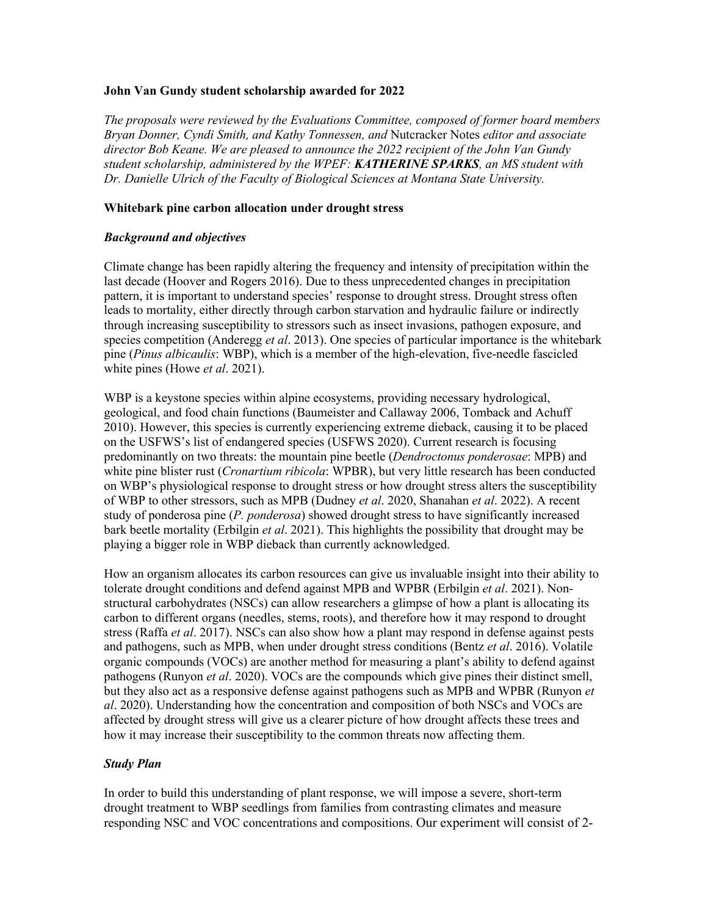**John Van Gundy student scholarship awarded for 2022**

*The proposals were reviewed by the Evaluations Committee, composed of former board members Bryan Donner, Cyndi Smith, and Kathy Tonnessen, and* Nutcracker Notes *editor and associate director Bob Keane. We are pleased to announce the 2022 recipient of the John Van Gundy student scholarship, administered by the WPEF:* ***KATHERINE SPARKS****, an MS student with Dr. Danielle Ulrich of the Faculty of Biological Sciences at Montana State University.*

**Whitebark pine carbon allocation under drought stress**

***Background and objectives***

Climate change has been rapidly altering the frequency and intensity of precipitation within the last decade (Hoover and Rogers 2016). Due to thess unprecedented changes in precipitation pattern, it is important to understand species' response to drought stress. Drought stress often leads to mortality, either directly through carbon starvation and hydraulic failure or indirectly through increasing susceptibility to stressors such as insect invasions, pathogen exposure, and species competition (Anderegg *et al*. 2013). One species of particular importance is the whitebark pine (*Pinus albicaulis*: WBP), which is a member of the high-elevation, five-needle fascicled white pines (Howe *et al*. 2021).

WBP is a keystone species within alpine ecosystems, providing necessary hydrological, geological, and food chain functions (Baumeister and Callaway 2006, Tomback and Achuff 2010). However, this species is currently experiencing extreme dieback, causing it to be placed on the USFWS's list of endangered species (USFWS 2020). Current research is focusing predominantly on two threats: the mountain pine beetle (*Dendroctonus ponderosae*: MPB) and white pine blister rust (*Cronartium ribicola*: WPBR), but very little research has been conducted on WBP's physiological response to drought stress or how drought stress alters the susceptibility of WBP to other stressors, such as MPB (Dudney *et al*. 2020, Shanahan *et al*. 2022). A recent study of ponderosa pine (*P. ponderosa*) showed drought stress to have significantly increased bark beetle mortality (Erbilgin *et al*. 2021). This highlights the possibility that drought may be playing a bigger role in WBP dieback than currently acknowledged.

How an organism allocates its carbon resources can give us invaluable insight into their ability to tolerate drought conditions and defend against MPB and WPBR (Erbilgin *et al*. 2021). Non-structural carbohydrates (NSCs) can allow researchers a glimpse of how a plant is allocating its carbon to different organs (needles, stems, roots), and therefore how it may respond to drought stress (Raffa *et al*. 2017). NSCs can also show how a plant may respond in defense against pests and pathogens, such as MPB, when under drought stress conditions (Bentz *et al*. 2016). Volatile organic compounds (VOCs) are another method for measuring a plant's ability to defend against pathogens (Runyon *et al*. 2020). VOCs are the compounds which give pines their distinct smell, but they also act as a responsive defense against pathogens such as MPB and WPBR (Runyon *et al*. 2020). Understanding how the concentration and composition of both NSCs and VOCs are affected by drought stress will give us a clearer picture of how drought affects these trees and how it may increase their susceptibility to the common threats now affecting them.

***Study Plan***

In order to build this understanding of plant response, we will impose a severe, short-term drought treatment to WBP seedlings from families from contrasting climates and measure responding NSC and VOC concentrations and compositions. Our experiment will consist of 2-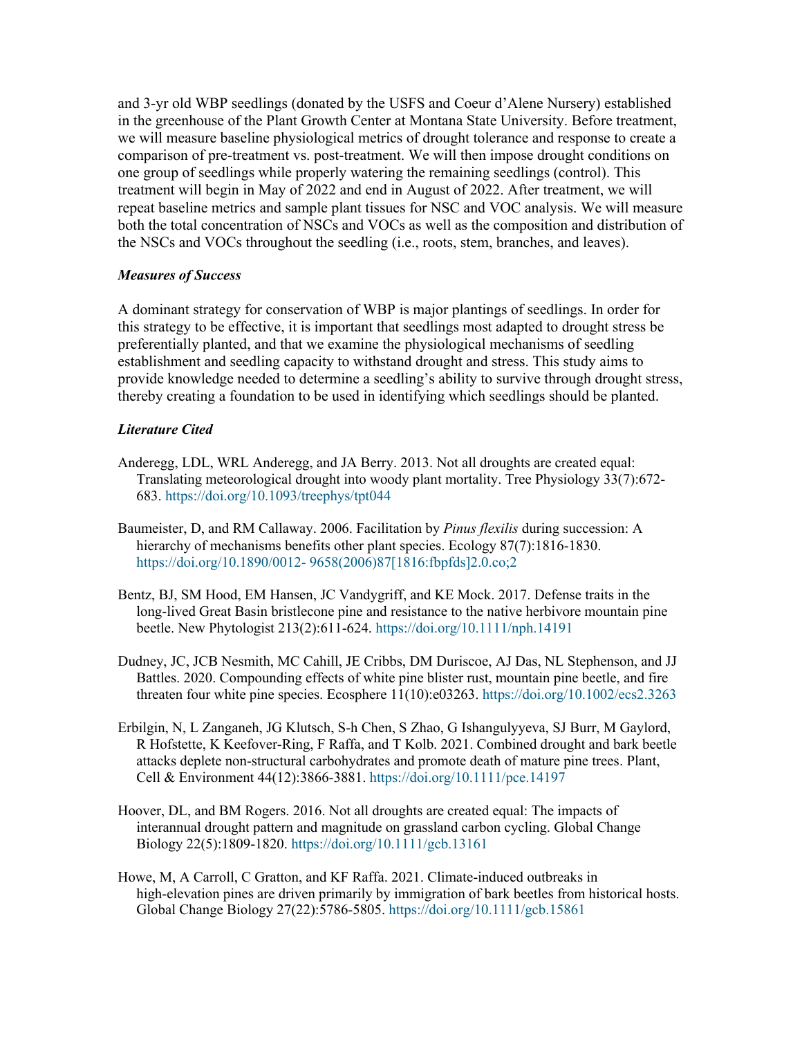and 3-yr old WBP seedlings (donated by the USFS and Coeur d'Alene Nursery) established in the greenhouse of the Plant Growth Center at Montana State University. Before treatment, we will measure baseline physiological metrics of drought tolerance and response to create a comparison of pre-treatment vs. post-treatment. We will then impose drought conditions on one group of seedlings while properly watering the remaining seedlings (control). This treatment will begin in May of 2022 and end in August of 2022. After treatment, we will repeat baseline metrics and sample plant tissues for NSC and VOC analysis. We will measure both the total concentration of NSCs and VOCs as well as the composition and distribution of the NSCs and VOCs throughout the seedling (i.e., roots, stem, branches, and leaves).

### *Measures of Success*

A dominant strategy for conservation of WBP is major plantings of seedlings. In order for this strategy to be effective, it is important that seedlings most adapted to drought stress be preferentially planted, and that we examine the physiological mechanisms of seedling establishment and seedling capacity to withstand drought and stress. This study aims to provide knowledge needed to determine a seedling's ability to survive through drought stress, thereby creating a foundation to be used in identifying which seedlings should be planted.

### *Literature Cited*

Anderegg, LDL, WRL Anderegg, and JA Berry. 2013. Not all droughts are created equal: Translating meteorological drought into woody plant mortality. Tree Physiology 33(7):672-683. https://doi.org/10.1093/treephys/tpt044

Baumeister, D, and RM Callaway. 2006. Facilitation by *Pinus flexilis* during succession: A hierarchy of mechanisms benefits other plant species. Ecology 87(7):1816-1830. https://doi.org/10.1890/0012- 9658(2006)87[1816:fbpfds]2.0.co;2

Bentz, BJ, SM Hood, EM Hansen, JC Vandygriff, and KE Mock. 2017. Defense traits in the long-lived Great Basin bristlecone pine and resistance to the native herbivore mountain pine beetle. New Phytologist 213(2):611-624. https://doi.org/10.1111/nph.14191

Dudney, JC, JCB Nesmith, MC Cahill, JE Cribbs, DM Duriscoe, AJ Das, NL Stephenson, and JJ Battles. 2020. Compounding effects of white pine blister rust, mountain pine beetle, and fire threaten four white pine species. Ecosphere 11(10):e03263. https://doi.org/10.1002/ecs2.3263

Erbilgin, N, L Zanganeh, JG Klutsch, S-h Chen, S Zhao, G Ishangulyyeva, SJ Burr, M Gaylord, R Hofstette, K Keefover-Ring, F Raffa, and T Kolb. 2021. Combined drought and bark beetle attacks deplete non-structural carbohydrates and promote death of mature pine trees. Plant, Cell & Environment 44(12):3866-3881. https://doi.org/10.1111/pce.14197

Hoover, DL, and BM Rogers. 2016. Not all droughts are created equal: The impacts of interannual drought pattern and magnitude on grassland carbon cycling. Global Change Biology 22(5):1809-1820. https://doi.org/10.1111/gcb.13161

Howe, M, A Carroll, C Gratton, and KF Raffa. 2021. Climate-induced outbreaks in high-elevation pines are driven primarily by immigration of bark beetles from historical hosts. Global Change Biology 27(22):5786-5805. https://doi.org/10.1111/gcb.15861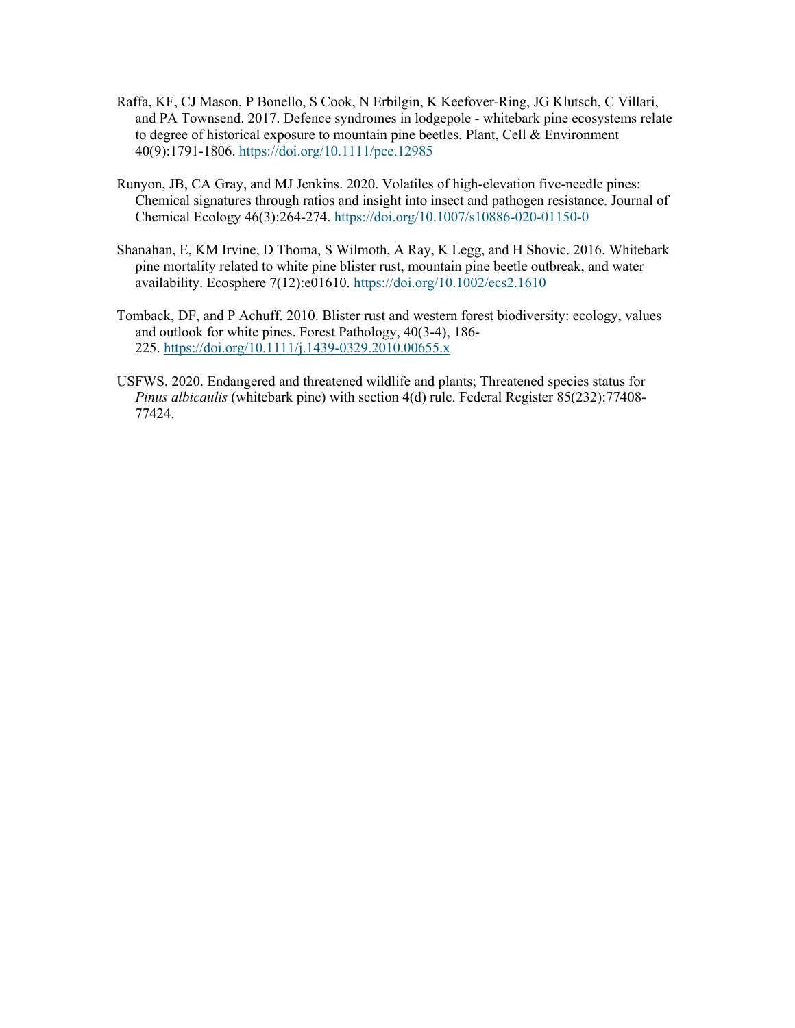Raffa, KF, CJ Mason, P Bonello, S Cook, N Erbilgin, K Keefover-Ring, JG Klutsch, C Villari, and PA Townsend. 2017. Defence syndromes in lodgepole - whitebark pine ecosystems relate to degree of historical exposure to mountain pine beetles. Plant, Cell & Environment 40(9):1791-1806. https://doi.org/10.1111/pce.12985

Runyon, JB, CA Gray, and MJ Jenkins. 2020. Volatiles of high-elevation five-needle pines: Chemical signatures through ratios and insight into insect and pathogen resistance. Journal of Chemical Ecology 46(3):264-274. https://doi.org/10.1007/s10886-020-01150-0

Shanahan, E, KM Irvine, D Thoma, S Wilmoth, A Ray, K Legg, and H Shovic. 2016. Whitebark pine mortality related to white pine blister rust, mountain pine beetle outbreak, and water availability. Ecosphere 7(12):e01610. https://doi.org/10.1002/ecs2.1610

Tomback, DF, and P Achuff. 2010. Blister rust and western forest biodiversity: ecology, values and outlook for white pines. Forest Pathology, 40(3-4), 186-225. https://doi.org/10.1111/j.1439-0329.2010.00655.x

USFWS. 2020. Endangered and threatened wildlife and plants; Threatened species status for *Pinus albicaulis* (whitebark pine) with section 4(d) rule. Federal Register 85(232):77408-77424.